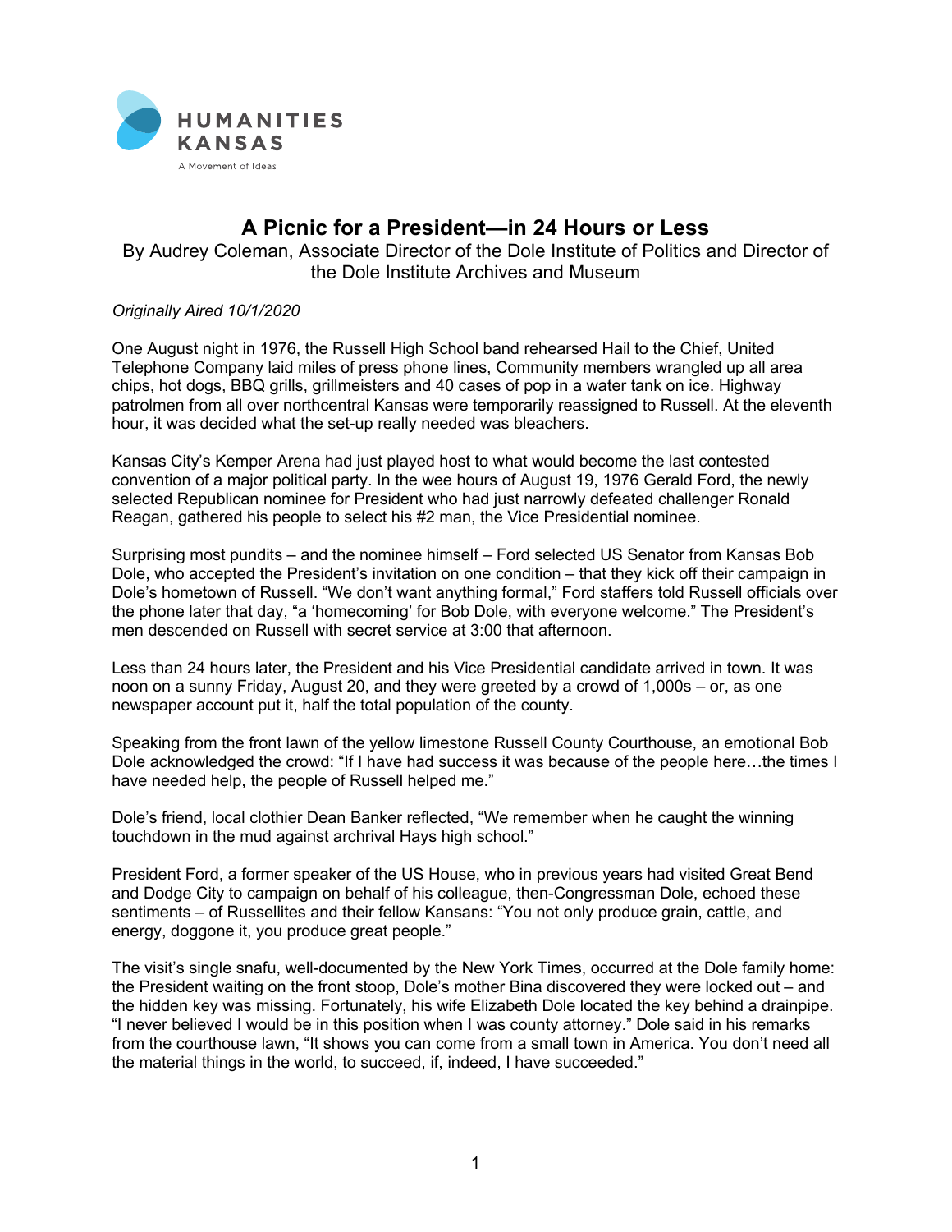HUMANITIES KANSAS

A Movement of Ideas

# A Picnic for a President—in 24 Hours or Less

By Audrey Coleman, Associate Director of the Dole Institute of Politics and Director of the Dole Institute Archives and Museum

*Originally Aired 10/1/2020*

One August night in 1976, the Russell High School band rehearsed Hail to the Chief, United Telephone Company laid miles of press phone lines, Community members wrangled up all area chips, hot dogs, BBQ grills, grillmeisters and 40 cases of pop in a water tank on ice. Highway patrolmen from all over northcentral Kansas were temporarily reassigned to Russell. At the eleventh hour, it was decided what the set-up really needed was bleachers.

Kansas City's Kemper Arena had just played host to what would become the last contested convention of a major political party. In the wee hours of August 19, 1976 Gerald Ford, the newly selected Republican nominee for President who had just narrowly defeated challenger Ronald Reagan, gathered his people to select his #2 man, the Vice Presidential nominee.

Surprising most pundits – and the nominee himself – Ford selected US Senator from Kansas Bob Dole, who accepted the President's invitation on one condition – that they kick off their campaign in Dole's hometown of Russell. "We don't want anything formal," Ford staffers told Russell officials over the phone later that day, "a 'homecoming' for Bob Dole, with everyone welcome." The President's men descended on Russell with secret service at 3:00 that afternoon.

Less than 24 hours later, the President and his Vice Presidential candidate arrived in town. It was noon on a sunny Friday, August 20, and they were greeted by a crowd of 1,000s – or, as one newspaper account put it, half the total population of the county.

Speaking from the front lawn of the yellow limestone Russell County Courthouse, an emotional Bob Dole acknowledged the crowd: "If I have had success it was because of the people here…the times I have needed help, the people of Russell helped me."

Dole's friend, local clothier Dean Banker reflected, "We remember when he caught the winning touchdown in the mud against archrival Hays high school."

President Ford, a former speaker of the US House, who in previous years had visited Great Bend and Dodge City to campaign on behalf of his colleague, then-Congressman Dole, echoed these sentiments – of Russellites and their fellow Kansans: "You not only produce grain, cattle, and energy, doggone it, you produce great people."

The visit's single snafu, well-documented by the New York Times, occurred at the Dole family home: the President waiting on the front stoop, Dole's mother Bina discovered they were locked out – and the hidden key was missing. Fortunately, his wife Elizabeth Dole located the key behind a drainpipe. "I never believed I would be in this position when I was county attorney." Dole said in his remarks from the courthouse lawn, "It shows you can come from a small town in America. You don't need all the material things in the world, to succeed, if, indeed, I have succeeded."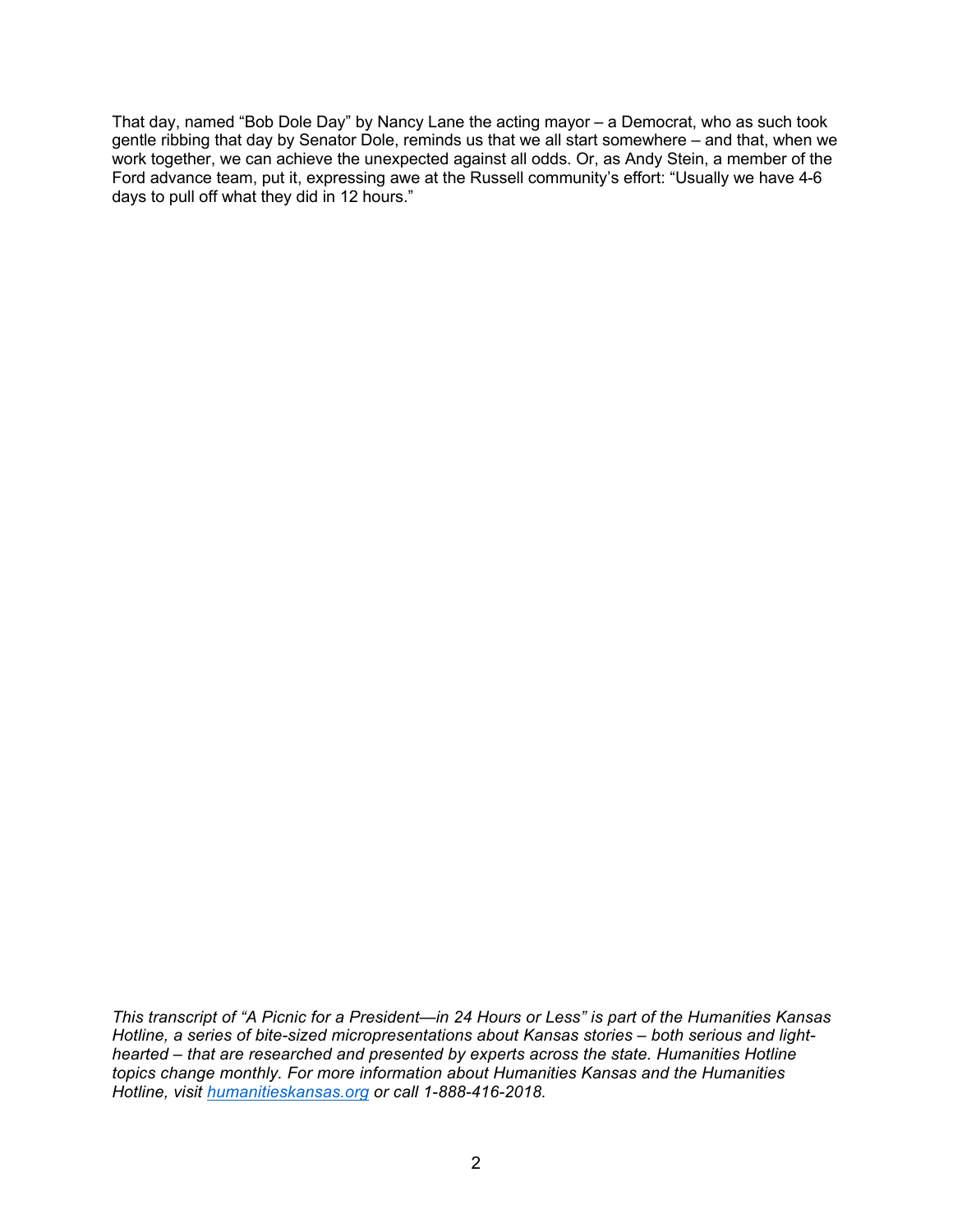That day, named “Bob Dole Day” by Nancy Lane the acting mayor – a Democrat, who as such took gentle ribbing that day by Senator Dole, reminds us that we all start somewhere – and that, when we work together, we can achieve the unexpected against all odds. Or, as Andy Stein, a member of the Ford advance team, put it, expressing awe at the Russell community’s effort: “Usually we have 4-6 days to pull off what they did in 12 hours.”

*This transcript of “A Picnic for a President—in 24 Hours or Less” is part of the Humanities Kansas Hotline, a series of bite-sized micropresentations about Kansas stories – both serious and light-hearted – that are researched and presented by experts across the state. Humanities Hotline topics change monthly. For more information about Humanities Kansas and the Humanities Hotline, visit [humanitieskansas.org](http://humanitieskansas.org) or call 1-888-416-2018.*